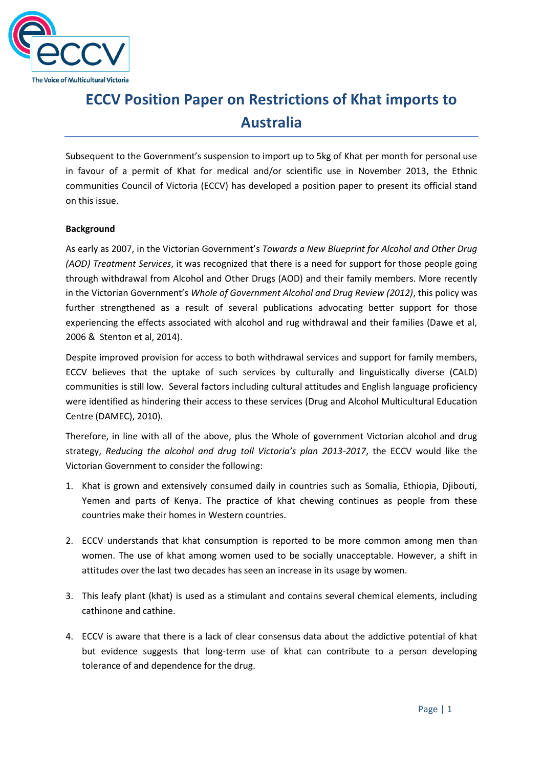# ECCV Position Paper on Restrictions of Khat imports to Australia

Subsequent to the Government's suspension to import up to 5kg of Khat per month for personal use in favour of a permit of Khat for medical and/or scientific use in November 2013, the Ethnic communities Council of Victoria (ECCV) has developed a position paper to present its official stand on this issue.

**Background**

As early as 2007, in the Victorian Government's *Towards a New Blueprint for Alcohol and Other Drug (AOD) Treatment Services*, it was recognized that there is a need for support for those people going through withdrawal from Alcohol and Other Drugs (AOD) and their family members. More recently in the Victorian Government's *Whole of Government Alcohol and Drug Review (2012)*, this policy was further strengthened as a result of several publications advocating better support for those experiencing the effects associated with alcohol and rug withdrawal and their families (Dawe et al, 2006 & Stenton et al, 2014).

Despite improved provision for access to both withdrawal services and support for family members, ECCV believes that the uptake of such services by culturally and linguistically diverse (CALD) communities is still low. Several factors including cultural attitudes and English language proficiency were identified as hindering their access to these services (Drug and Alcohol Multicultural Education Centre (DAMEC), 2010).

Therefore, in line with all of the above, plus the Whole of government Victorian alcohol and drug strategy, *Reducing the alcohol and drug toll Victoria's plan 2013-2017*, the ECCV would like the Victorian Government to consider the following:

1. Khat is grown and extensively consumed daily in countries such as Somalia, Ethiopia, Djibouti, Yemen and parts of Kenya. The practice of khat chewing continues as people from these countries make their homes in Western countries.

2. ECCV understands that khat consumption is reported to be more common among men than women. The use of khat among women used to be socially unacceptable. However, a shift in attitudes over the last two decades has seen an increase in its usage by women.

3. This leafy plant (khat) is used as a stimulant and contains several chemical elements, including cathinone and cathine.

4. ECCV is aware that there is a lack of clear consensus data about the addictive potential of khat but evidence suggests that long-term use of khat can contribute to a person developing tolerance of and dependence for the drug.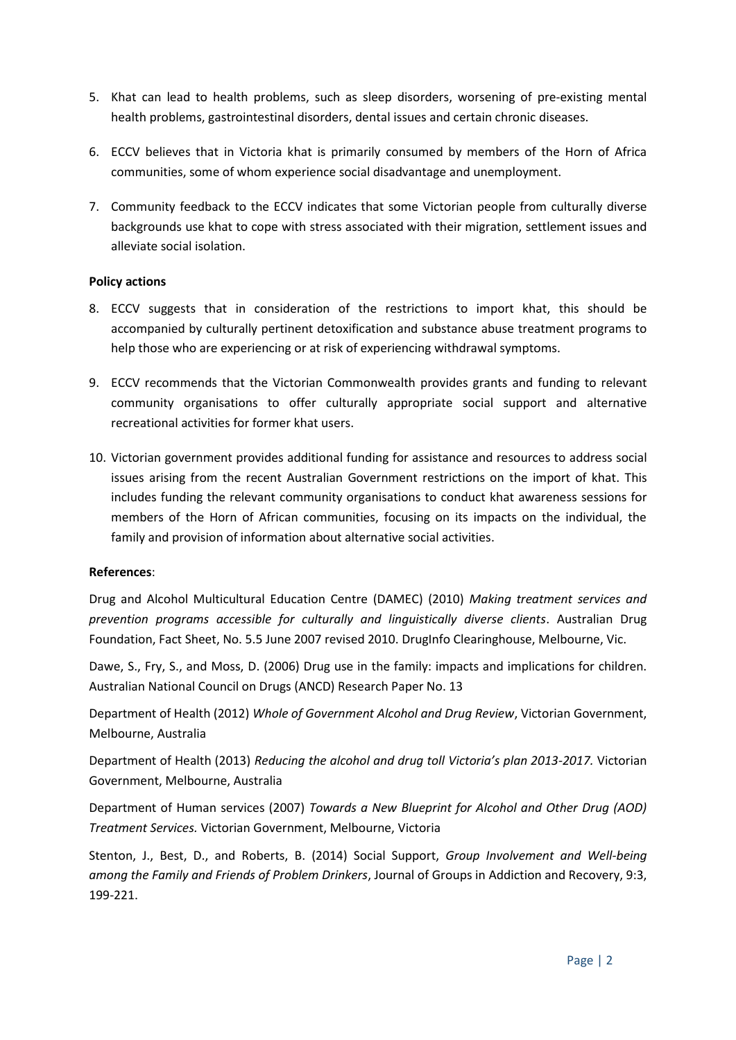5. Khat can lead to health problems, such as sleep disorders, worsening of pre-existing mental health problems, gastrointestinal disorders, dental issues and certain chronic diseases.

6. ECCV believes that in Victoria khat is primarily consumed by members of the Horn of Africa communities, some of whom experience social disadvantage and unemployment.

7. Community feedback to the ECCV indicates that some Victorian people from culturally diverse backgrounds use khat to cope with stress associated with their migration, settlement issues and alleviate social isolation.

**Policy actions**

8. ECCV suggests that in consideration of the restrictions to import khat, this should be accompanied by culturally pertinent detoxification and substance abuse treatment programs to help those who are experiencing or at risk of experiencing withdrawal symptoms.

9. ECCV recommends that the Victorian Commonwealth provides grants and funding to relevant community organisations to offer culturally appropriate social support and alternative recreational activities for former khat users.

10. Victorian government provides additional funding for assistance and resources to address social issues arising from the recent Australian Government restrictions on the import of khat. This includes funding the relevant community organisations to conduct khat awareness sessions for members of the Horn of African communities, focusing on its impacts on the individual, the family and provision of information about alternative social activities.

**References**:

Drug and Alcohol Multicultural Education Centre (DAMEC) (2010) *Making treatment services and prevention programs accessible for culturally and linguistically diverse clients*. Australian Drug Foundation, Fact Sheet, No. 5.5 June 2007 revised 2010. DrugInfo Clearinghouse, Melbourne, Vic.

Dawe, S., Fry, S., and Moss, D. (2006) Drug use in the family: impacts and implications for children. Australian National Council on Drugs (ANCD) Research Paper No. 13

Department of Health (2012) *Whole of Government Alcohol and Drug Review*, Victorian Government, Melbourne, Australia

Department of Health (2013) *Reducing the alcohol and drug toll Victoria's plan 2013-2017.* Victorian Government, Melbourne, Australia

Department of Human services (2007) *Towards a New Blueprint for Alcohol and Other Drug (AOD) Treatment Services.* Victorian Government, Melbourne, Victoria

Stenton, J., Best, D., and Roberts, B. (2014) Social Support, *Group Involvement and Well-being among the Family and Friends of Problem Drinkers*, Journal of Groups in Addiction and Recovery, 9:3, 199-221.